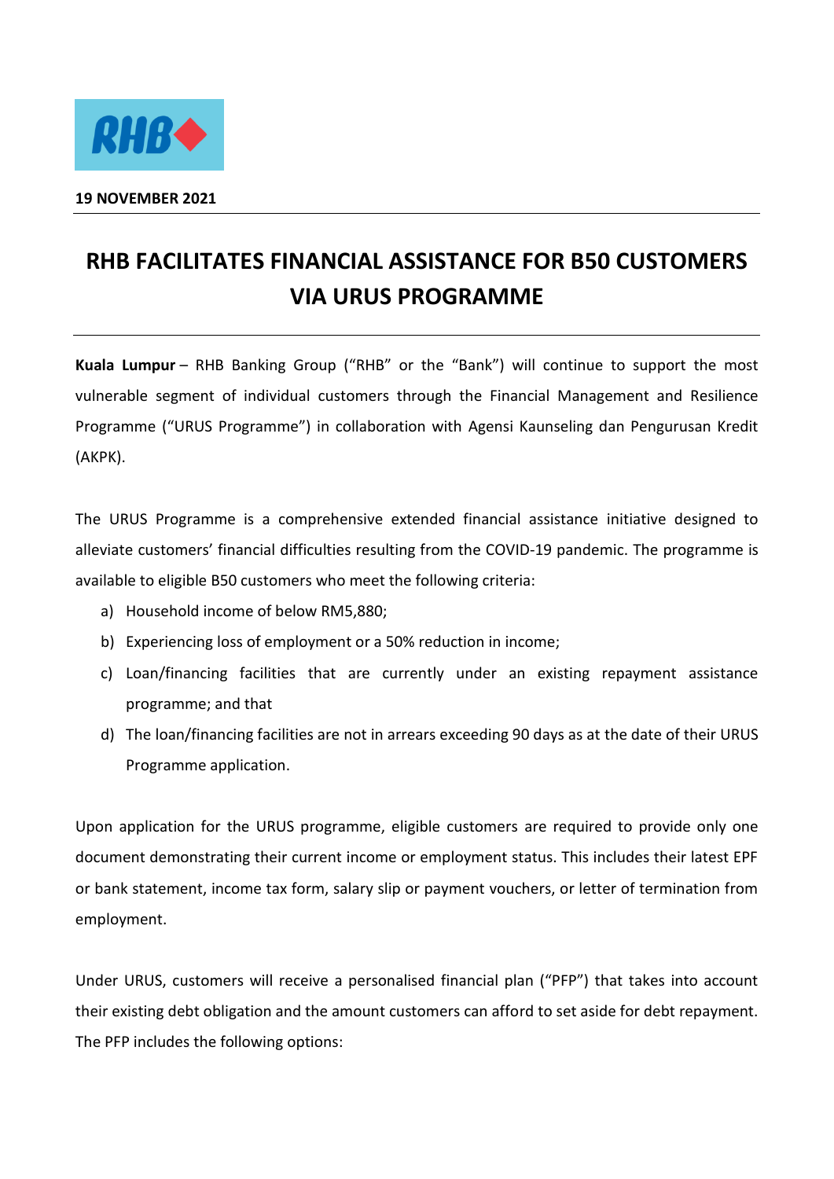**19 NOVEMBER 2021**

# RHB FACILITATES FINANCIAL ASSISTANCE FOR B50 CUSTOMERS VIA URUS PROGRAMME

**Kuala Lumpur** – RHB Banking Group ("RHB" or the "Bank") will continue to support the most vulnerable segment of individual customers through the Financial Management and Resilience Programme ("URUS Programme") in collaboration with Agensi Kaunseling dan Pengurusan Kredit (AKPK).

The URUS Programme is a comprehensive extended financial assistance initiative designed to alleviate customers' financial difficulties resulting from the COVID-19 pandemic. The programme is available to eligible B50 customers who meet the following criteria:

a) Household income of below RM5,880;
b) Experiencing loss of employment or a 50% reduction in income;
c) Loan/financing facilities that are currently under an existing repayment assistance programme; and that
d) The loan/financing facilities are not in arrears exceeding 90 days as at the date of their URUS Programme application.

Upon application for the URUS programme, eligible customers are required to provide only one document demonstrating their current income or employment status. This includes their latest EPF or bank statement, income tax form, salary slip or payment vouchers, or letter of termination from employment.

Under URUS, customers will receive a personalised financial plan ("PFP") that takes into account their existing debt obligation and the amount customers can afford to set aside for debt repayment. The PFP includes the following options: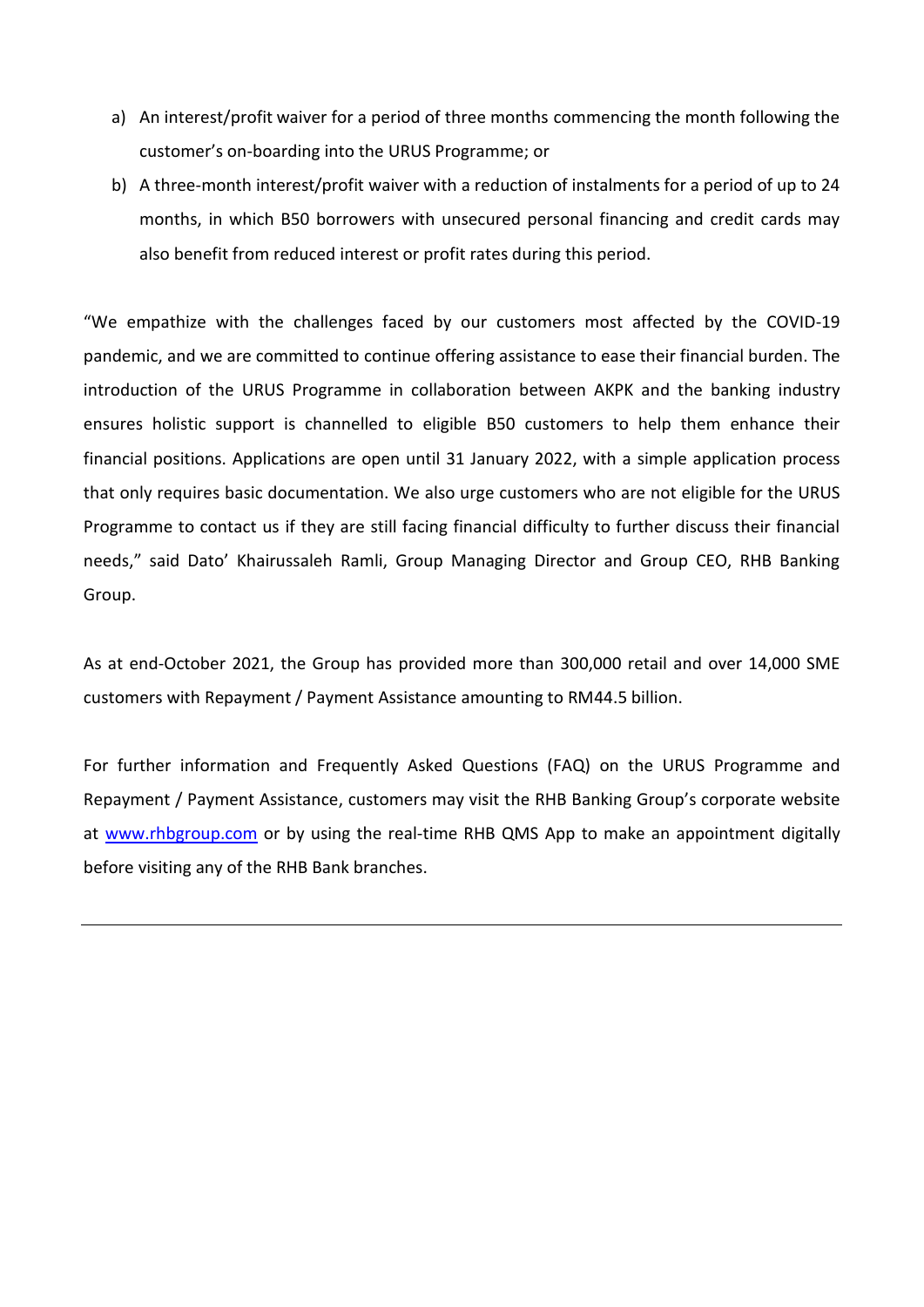a) An interest/profit waiver for a period of three months commencing the month following the customer's on-boarding into the URUS Programme; or

b) A three-month interest/profit waiver with a reduction of instalments for a period of up to 24 months, in which B50 borrowers with unsecured personal financing and credit cards may also benefit from reduced interest or profit rates during this period.

"We empathize with the challenges faced by our customers most affected by the COVID-19 pandemic, and we are committed to continue offering assistance to ease their financial burden. The introduction of the URUS Programme in collaboration between AKPK and the banking industry ensures holistic support is channelled to eligible B50 customers to help them enhance their financial positions. Applications are open until 31 January 2022, with a simple application process that only requires basic documentation. We also urge customers who are not eligible for the URUS Programme to contact us if they are still facing financial difficulty to further discuss their financial needs," said Dato' Khairussaleh Ramli, Group Managing Director and Group CEO, RHB Banking Group.

As at end-October 2021, the Group has provided more than 300,000 retail and over 14,000 SME customers with Repayment / Payment Assistance amounting to RM44.5 billion.

For further information and Frequently Asked Questions (FAQ) on the URUS Programme and Repayment / Payment Assistance, customers may visit the RHB Banking Group's corporate website at [www.rhbgroup.com](http://www.rhbgroup.com) or by using the real-time RHB QMS App to make an appointment digitally before visiting any of the RHB Bank branches.

---